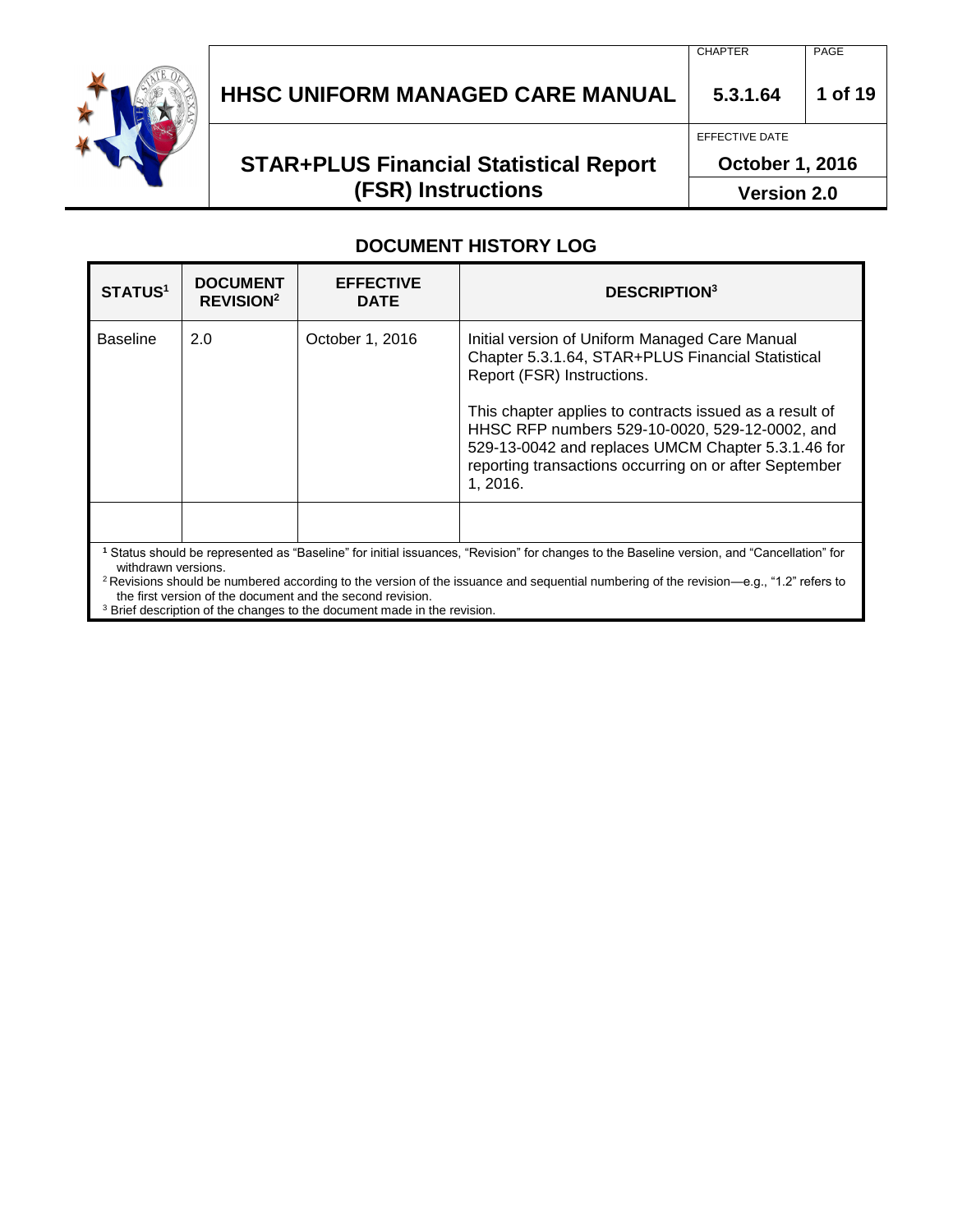# HHSC UNIFORM MANAGED CARE MANUAL

| CHAPTER | PAGE |
| --- | --- |
| 5.3.1.64 | 1 of 19 |

## STAR+PLUS Financial Statistical Report (FSR) Instructions

EFFECTIVE DATE: **October 1, 2016**

**Version 2.0**

### DOCUMENT HISTORY LOG

| STATUS[1] | DOCUMENT REVISION[2] | EFFECTIVE DATE | DESCRIPTION[3] |
| --- | --- | --- | --- |
| Baseline | 2.0 | October 1, 2016 | Initial version of Uniform Managed Care Manual Chapter 5.3.1.64, STAR+PLUS Financial Statistical Report (FSR) Instructions.<br><br>This chapter applies to contracts issued as a result of HHSC RFP numbers 529-10-0020, 529-12-0002, and 529-13-0042 and replaces UMCM Chapter 5.3.1.46 for reporting transactions occurring on or after September 1, 2016. |
| | | | |

[1] Status should be represented as "Baseline" for initial issuances, "Revision" for changes to the Baseline version, and "Cancellation" for withdrawn versions.

[2] Revisions should be numbered according to the version of the issuance and sequential numbering of the revision—e.g., "1.2" refers to the first version of the document and the second revision.

[3] Brief description of the changes to the document made in the revision.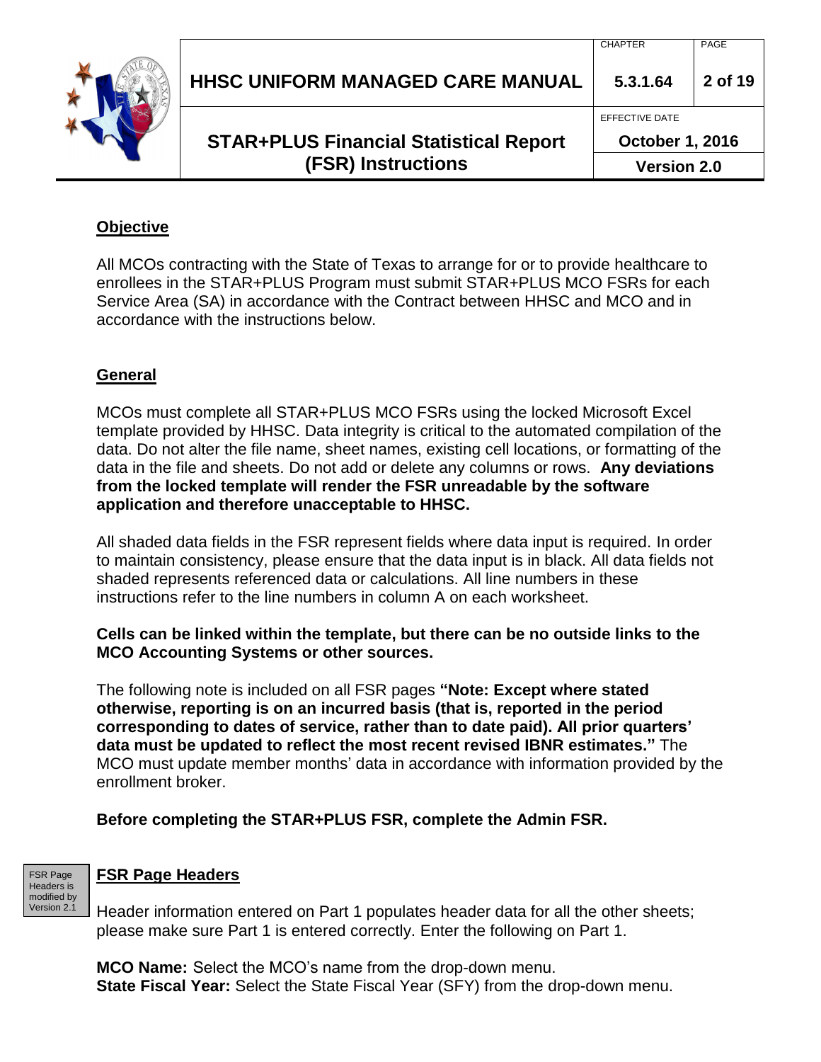## Objective

All MCOs contracting with the State of Texas to arrange for or to provide healthcare to enrollees in the STAR+PLUS Program must submit STAR+PLUS MCO FSRs for each Service Area (SA) in accordance with the Contract between HHSC and MCO and in accordance with the instructions below.

## General

MCOs must complete all STAR+PLUS MCO FSRs using the locked Microsoft Excel template provided by HHSC. Data integrity is critical to the automated compilation of the data. Do not alter the file name, sheet names, existing cell locations, or formatting of the data in the file and sheets. Do not add or delete any columns or rows. **Any deviations from the locked template will render the FSR unreadable by the software application and therefore unacceptable to HHSC.**

All shaded data fields in the FSR represent fields where data input is required. In order to maintain consistency, please ensure that the data input is in black. All data fields not shaded represents referenced data or calculations. All line numbers in these instructions refer to the line numbers in column A on each worksheet.

**Cells can be linked within the template, but there can be no outside links to the MCO Accounting Systems or other sources.**

The following note is included on all FSR pages **"Note: Except where stated otherwise, reporting is on an incurred basis (that is, reported in the period corresponding to dates of service, rather than to date paid). All prior quarters' data must be updated to reflect the most recent revised IBNR estimates."** The MCO must update member months' data in accordance with information provided by the enrollment broker.

**Before completing the STAR+PLUS FSR, complete the Admin FSR.**

FSR Page Headers is modified by Version 2.1

## FSR Page Headers

Header information entered on Part 1 populates header data for all the other sheets; please make sure Part 1 is entered correctly. Enter the following on Part 1.

**MCO Name:** Select the MCO's name from the drop-down menu.
**State Fiscal Year:** Select the State Fiscal Year (SFY) from the drop-down menu.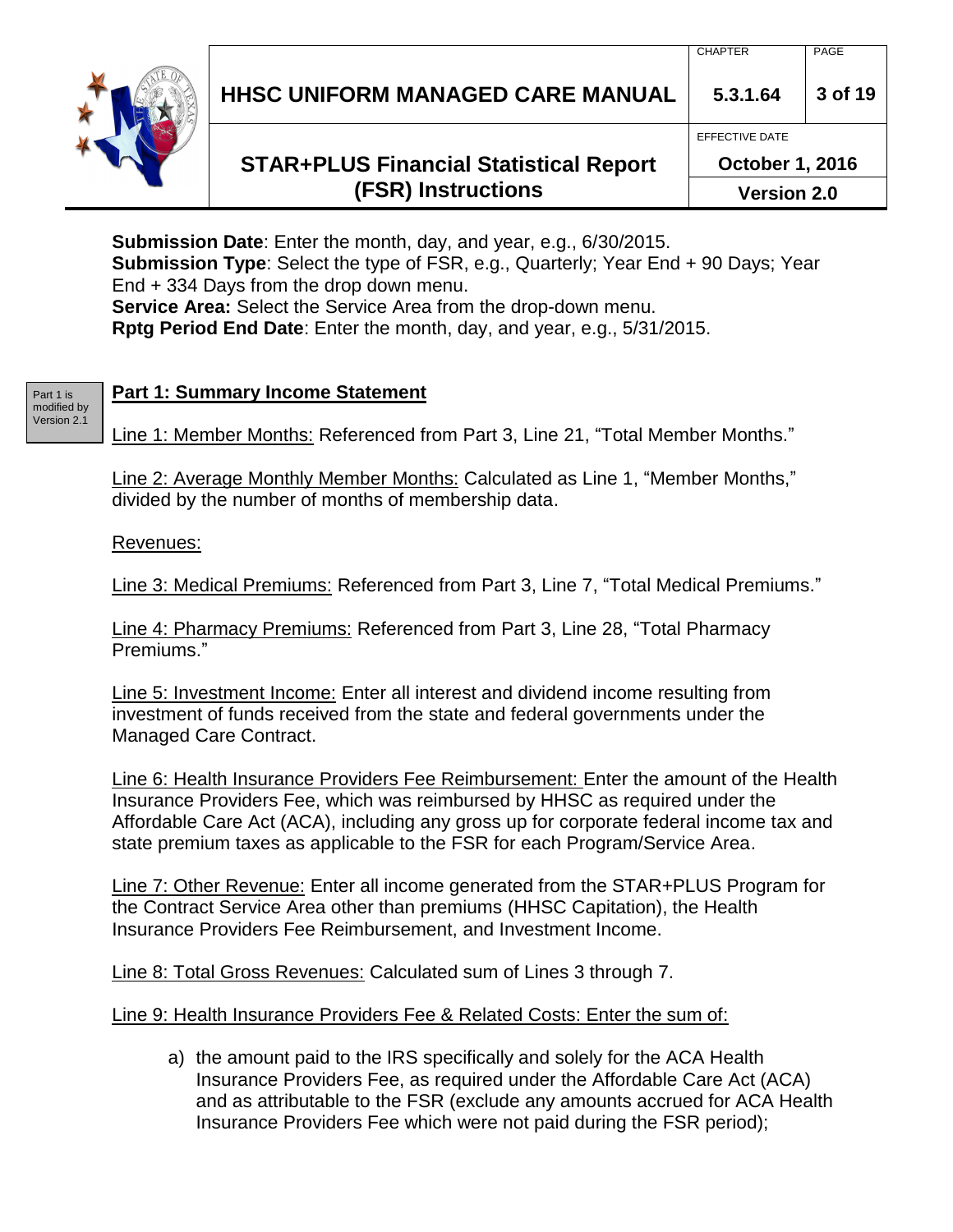**Submission Date**: Enter the month, day, and year, e.g., 6/30/2015.
**Submission Type**: Select the type of FSR, e.g., Quarterly; Year End + 90 Days; Year End + 334 Days from the drop down menu.
**Service Area:** Select the Service Area from the drop-down menu.
**Rptg Period End Date**: Enter the month, day, and year, e.g., 5/31/2015.

Part 1 is modified by Version 2.1

## Part 1: Summary Income Statement

Line 1: Member Months: Referenced from Part 3, Line 21, "Total Member Months."

Line 2: Average Monthly Member Months: Calculated as Line 1, "Member Months," divided by the number of months of membership data.

Revenues:

Line 3: Medical Premiums: Referenced from Part 3, Line 7, "Total Medical Premiums."

Line 4: Pharmacy Premiums: Referenced from Part 3, Line 28, "Total Pharmacy Premiums."

Line 5: Investment Income: Enter all interest and dividend income resulting from investment of funds received from the state and federal governments under the Managed Care Contract.

Line 6: Health Insurance Providers Fee Reimbursement: Enter the amount of the Health Insurance Providers Fee, which was reimbursed by HHSC as required under the Affordable Care Act (ACA), including any gross up for corporate federal income tax and state premium taxes as applicable to the FSR for each Program/Service Area.

Line 7: Other Revenue: Enter all income generated from the STAR+PLUS Program for the Contract Service Area other than premiums (HHSC Capitation), the Health Insurance Providers Fee Reimbursement, and Investment Income.

Line 8: Total Gross Revenues: Calculated sum of Lines 3 through 7.

Line 9: Health Insurance Providers Fee & Related Costs: Enter the sum of:

a) the amount paid to the IRS specifically and solely for the ACA Health Insurance Providers Fee, as required under the Affordable Care Act (ACA) and as attributable to the FSR (exclude any amounts accrued for ACA Health Insurance Providers Fee which were not paid during the FSR period);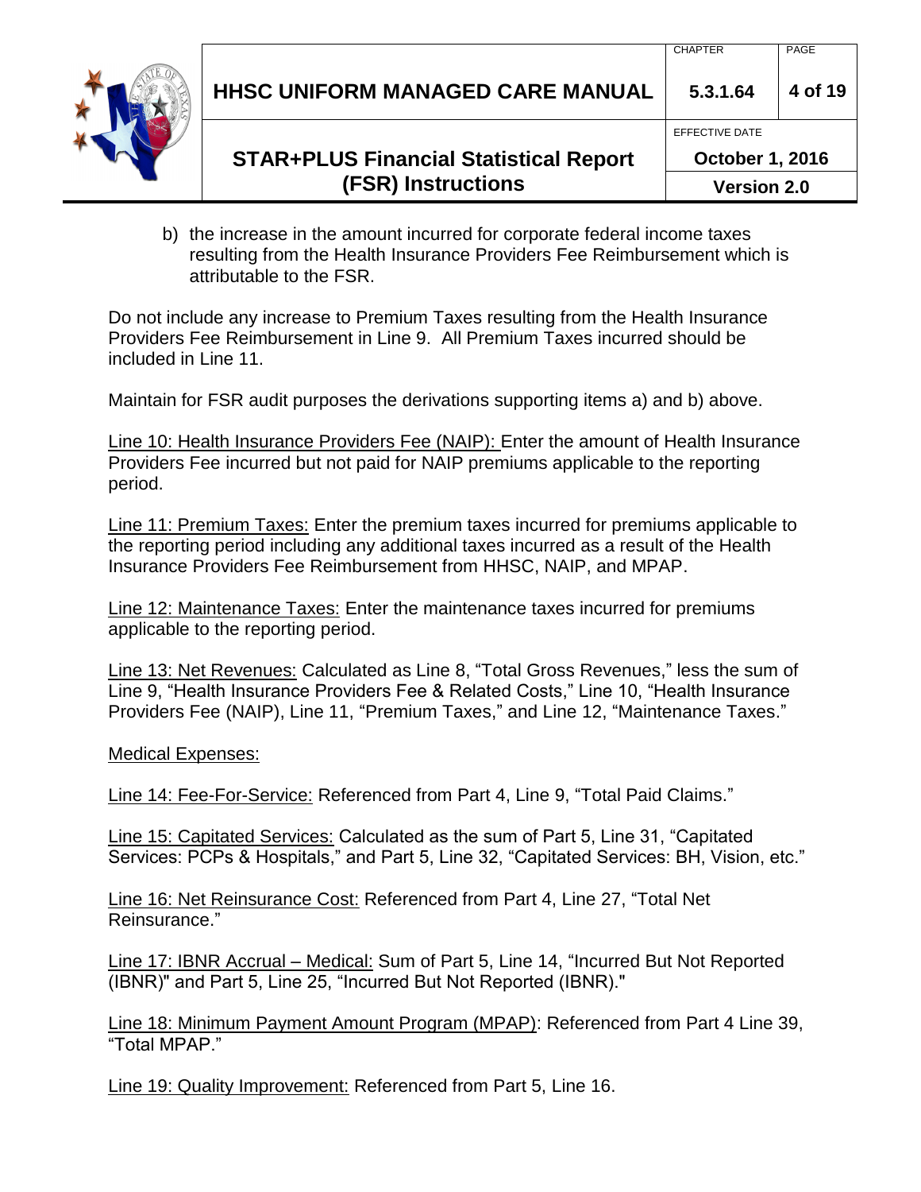b) the increase in the amount incurred for corporate federal income taxes resulting from the Health Insurance Providers Fee Reimbursement which is attributable to the FSR.

Do not include any increase to Premium Taxes resulting from the Health Insurance Providers Fee Reimbursement in Line 9. All Premium Taxes incurred should be included in Line 11.

Maintain for FSR audit purposes the derivations supporting items a) and b) above.

Line 10: Health Insurance Providers Fee (NAIP): Enter the amount of Health Insurance Providers Fee incurred but not paid for NAIP premiums applicable to the reporting period.

Line 11: Premium Taxes: Enter the premium taxes incurred for premiums applicable to the reporting period including any additional taxes incurred as a result of the Health Insurance Providers Fee Reimbursement from HHSC, NAIP, and MPAP.

Line 12: Maintenance Taxes: Enter the maintenance taxes incurred for premiums applicable to the reporting period.

Line 13: Net Revenues: Calculated as Line 8, "Total Gross Revenues," less the sum of Line 9, "Health Insurance Providers Fee & Related Costs," Line 10, "Health Insurance Providers Fee (NAIP), Line 11, "Premium Taxes," and Line 12, "Maintenance Taxes."

Medical Expenses:

Line 14: Fee-For-Service: Referenced from Part 4, Line 9, "Total Paid Claims."

Line 15: Capitated Services: Calculated as the sum of Part 5, Line 31, "Capitated Services: PCPs & Hospitals," and Part 5, Line 32, "Capitated Services: BH, Vision, etc."

Line 16: Net Reinsurance Cost: Referenced from Part 4, Line 27, "Total Net Reinsurance."

Line 17: IBNR Accrual – Medical: Sum of Part 5, Line 14, "Incurred But Not Reported (IBNR)" and Part 5, Line 25, "Incurred But Not Reported (IBNR)."

Line 18: Minimum Payment Amount Program (MPAP): Referenced from Part 4 Line 39, "Total MPAP."

Line 19: Quality Improvement: Referenced from Part 5, Line 16.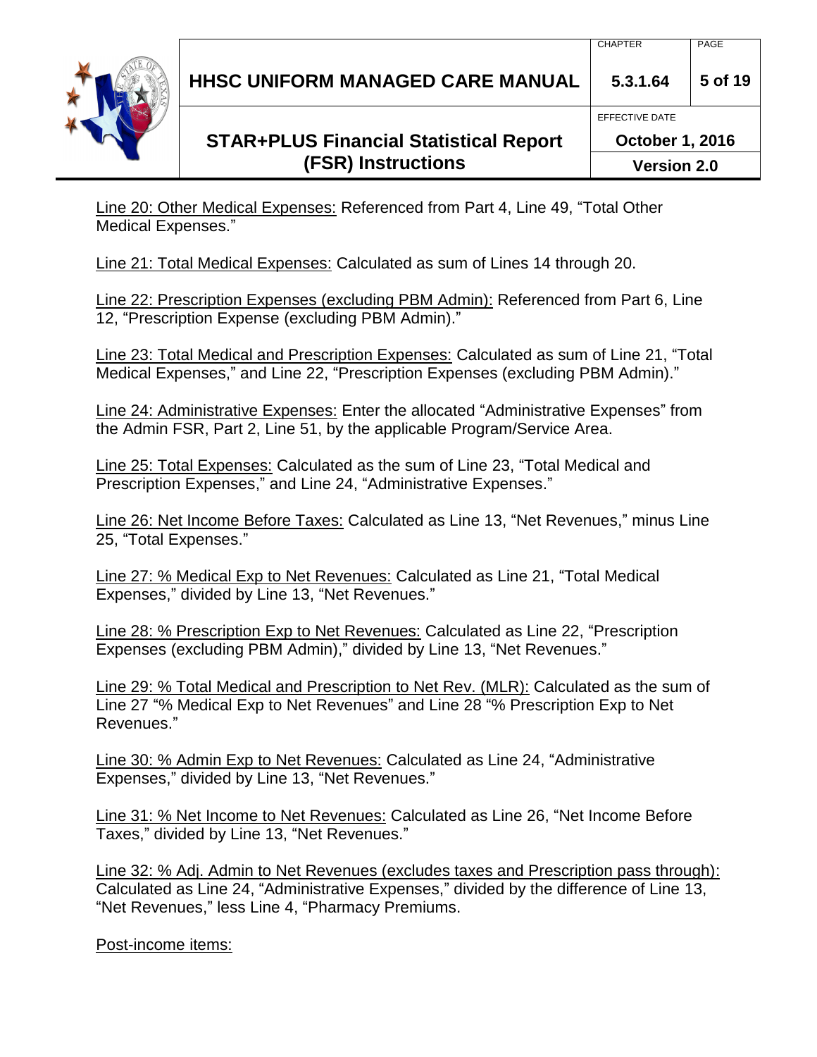Line 20: Other Medical Expenses: Referenced from Part 4, Line 49, "Total Other Medical Expenses."

Line 21: Total Medical Expenses: Calculated as sum of Lines 14 through 20.

Line 22: Prescription Expenses (excluding PBM Admin): Referenced from Part 6, Line 12, "Prescription Expense (excluding PBM Admin)."

Line 23: Total Medical and Prescription Expenses: Calculated as sum of Line 21, "Total Medical Expenses," and Line 22, "Prescription Expenses (excluding PBM Admin)."

Line 24: Administrative Expenses: Enter the allocated "Administrative Expenses" from the Admin FSR, Part 2, Line 51, by the applicable Program/Service Area.

Line 25: Total Expenses: Calculated as the sum of Line 23, "Total Medical and Prescription Expenses," and Line 24, "Administrative Expenses."

Line 26: Net Income Before Taxes: Calculated as Line 13, "Net Revenues," minus Line 25, "Total Expenses."

Line 27: % Medical Exp to Net Revenues: Calculated as Line 21, "Total Medical Expenses," divided by Line 13, "Net Revenues."

Line 28: % Prescription Exp to Net Revenues: Calculated as Line 22, "Prescription Expenses (excluding PBM Admin)," divided by Line 13, "Net Revenues."

Line 29: % Total Medical and Prescription to Net Rev. (MLR): Calculated as the sum of Line 27 "% Medical Exp to Net Revenues" and Line 28 "% Prescription Exp to Net Revenues."

Line 30: % Admin Exp to Net Revenues: Calculated as Line 24, "Administrative Expenses," divided by Line 13, "Net Revenues."

Line 31: % Net Income to Net Revenues: Calculated as Line 26, "Net Income Before Taxes," divided by Line 13, "Net Revenues."

Line 32: % Adj. Admin to Net Revenues (excludes taxes and Prescription pass through): Calculated as Line 24, "Administrative Expenses," divided by the difference of Line 13, "Net Revenues," less Line 4, "Pharmacy Premiums.

Post-income items: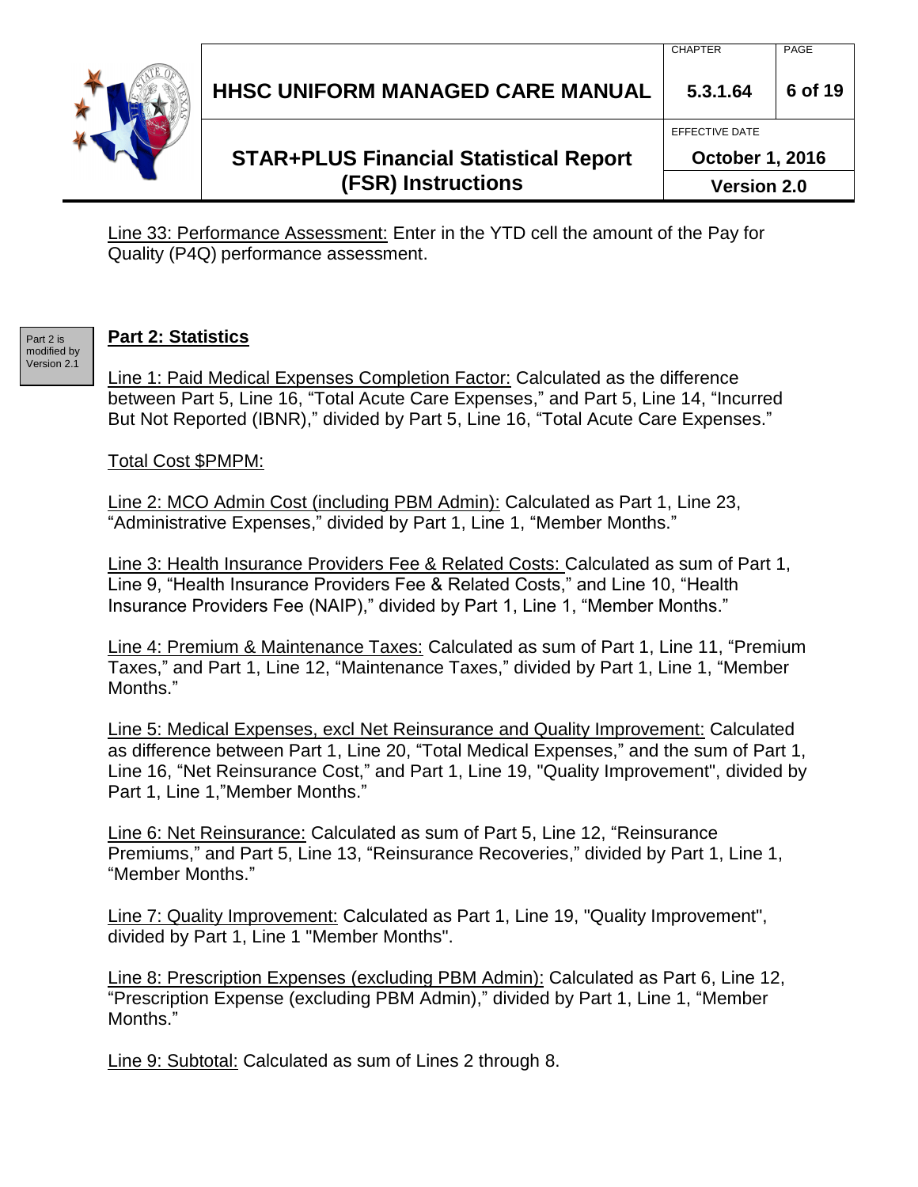Line 33: Performance Assessment: Enter in the YTD cell the amount of the Pay for Quality (P4Q) performance assessment.

Part 2 is modified by Version 2.1

## Part 2: Statistics

Line 1: Paid Medical Expenses Completion Factor: Calculated as the difference between Part 5, Line 16, “Total Acute Care Expenses,” and Part 5, Line 14, “Incurred But Not Reported (IBNR),” divided by Part 5, Line 16, “Total Acute Care Expenses.”

Total Cost $PMPM:

Line 2: MCO Admin Cost (including PBM Admin): Calculated as Part 1, Line 23, “Administrative Expenses,” divided by Part 1, Line 1, “Member Months.”

Line 3: Health Insurance Providers Fee & Related Costs: Calculated as sum of Part 1, Line 9, “Health Insurance Providers Fee & Related Costs,” and Line 10, “Health Insurance Providers Fee (NAIP),” divided by Part 1, Line 1, “Member Months.”

Line 4: Premium & Maintenance Taxes: Calculated as sum of Part 1, Line 11, “Premium Taxes,” and Part 1, Line 12, “Maintenance Taxes,” divided by Part 1, Line 1, “Member Months.”

Line 5: Medical Expenses, excl Net Reinsurance and Quality Improvement: Calculated as difference between Part 1, Line 20, “Total Medical Expenses,” and the sum of Part 1, Line 16, “Net Reinsurance Cost,” and Part 1, Line 19, "Quality Improvement", divided by Part 1, Line 1,”Member Months.”

Line 6: Net Reinsurance: Calculated as sum of Part 5, Line 12, “Reinsurance Premiums,” and Part 5, Line 13, “Reinsurance Recoveries,” divided by Part 1, Line 1, “Member Months.”

Line 7: Quality Improvement: Calculated as Part 1, Line 19, "Quality Improvement", divided by Part 1, Line 1 "Member Months".

Line 8: Prescription Expenses (excluding PBM Admin): Calculated as Part 6, Line 12, “Prescription Expense (excluding PBM Admin),” divided by Part 1, Line 1, “Member Months.”

Line 9: Subtotal: Calculated as sum of Lines 2 through 8.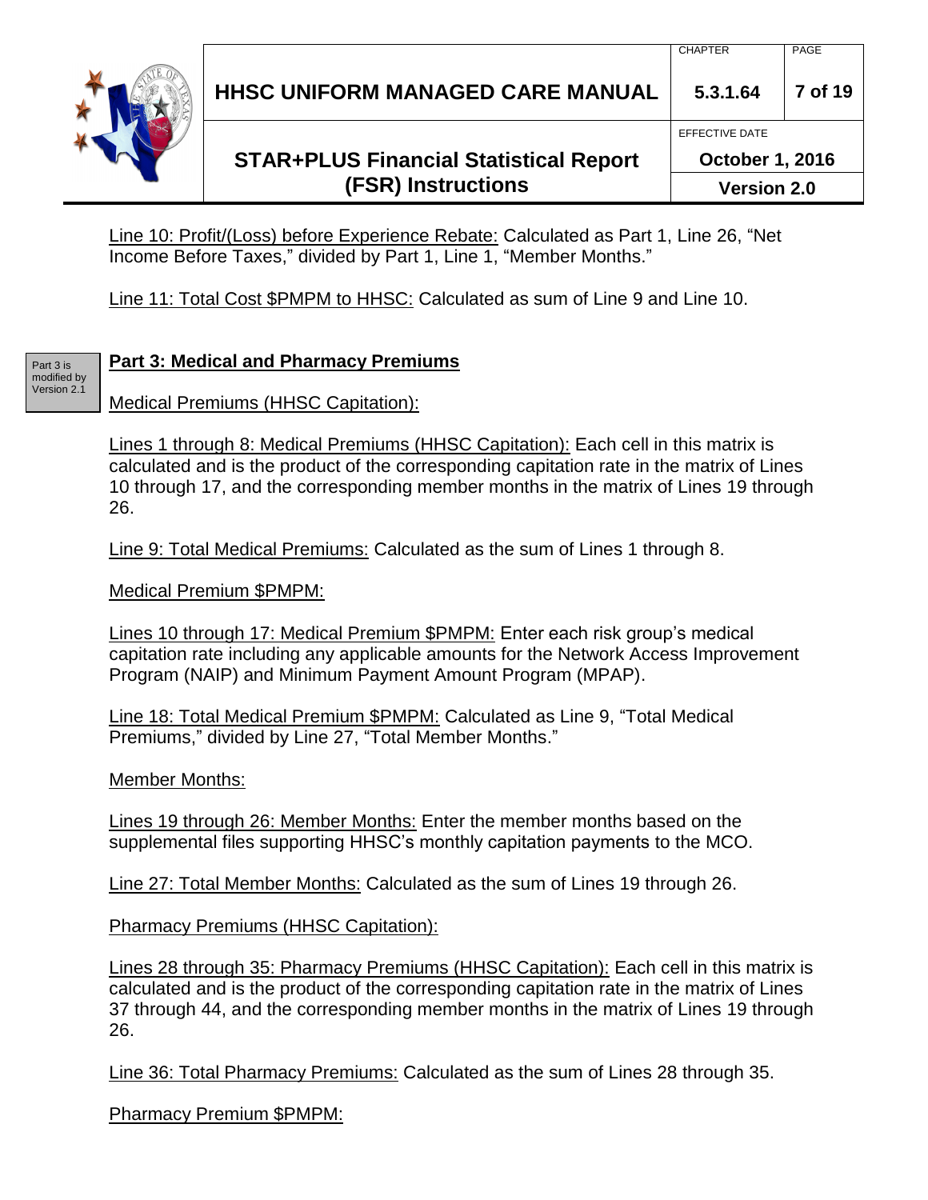Line 10: Profit/(Loss) before Experience Rebate: Calculated as Part 1, Line 26, "Net Income Before Taxes," divided by Part 1, Line 1, "Member Months."

Line 11: Total Cost $PMPM to HHSC: Calculated as sum of Line 9 and Line 10.

Part 3 is modified by Version 2.1

## Part 3: Medical and Pharmacy Premiums

Medical Premiums (HHSC Capitation):

Lines 1 through 8: Medical Premiums (HHSC Capitation): Each cell in this matrix is calculated and is the product of the corresponding capitation rate in the matrix of Lines 10 through 17, and the corresponding member months in the matrix of Lines 19 through 26.

Line 9: Total Medical Premiums: Calculated as the sum of Lines 1 through 8.

Medical Premium $PMPM:

Lines 10 through 17: Medical Premium $PMPM: Enter each risk group's medical capitation rate including any applicable amounts for the Network Access Improvement Program (NAIP) and Minimum Payment Amount Program (MPAP).

Line 18: Total Medical Premium $PMPM: Calculated as Line 9, "Total Medical Premiums," divided by Line 27, "Total Member Months."

Member Months:

Lines 19 through 26: Member Months: Enter the member months based on the supplemental files supporting HHSC's monthly capitation payments to the MCO.

Line 27: Total Member Months: Calculated as the sum of Lines 19 through 26.

Pharmacy Premiums (HHSC Capitation):

Lines 28 through 35: Pharmacy Premiums (HHSC Capitation): Each cell in this matrix is calculated and is the product of the corresponding capitation rate in the matrix of Lines 37 through 44, and the corresponding member months in the matrix of Lines 19 through 26.

Line 36: Total Pharmacy Premiums: Calculated as the sum of Lines 28 through 35.

Pharmacy Premium $PMPM: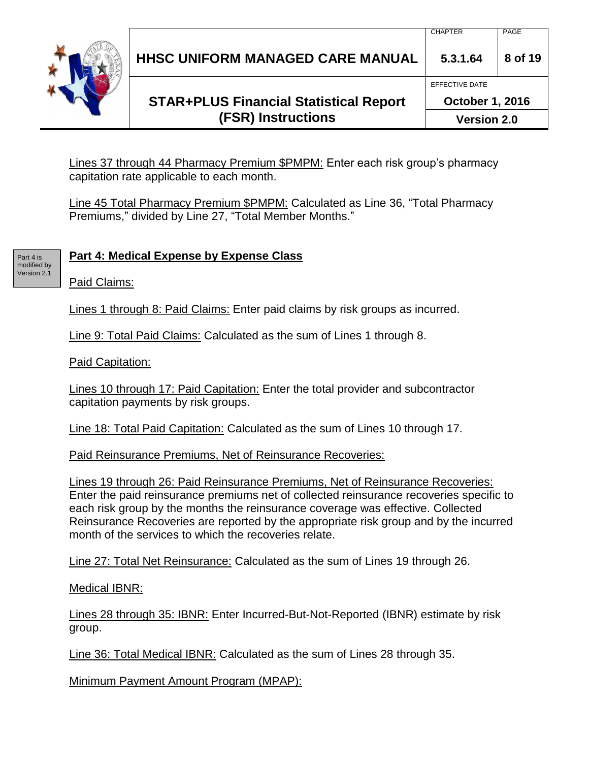Lines 37 through 44 Pharmacy Premium $PMPM: Enter each risk group's pharmacy capitation rate applicable to each month.

Line 45 Total Pharmacy Premium $PMPM: Calculated as Line 36, "Total Pharmacy Premiums," divided by Line 27, "Total Member Months."

Part 4 is modified by Version 2.1

## Part 4: Medical Expense by Expense Class

Paid Claims:

Lines 1 through 8: Paid Claims: Enter paid claims by risk groups as incurred.

Line 9: Total Paid Claims: Calculated as the sum of Lines 1 through 8.

Paid Capitation:

Lines 10 through 17: Paid Capitation: Enter the total provider and subcontractor capitation payments by risk groups.

Line 18: Total Paid Capitation: Calculated as the sum of Lines 10 through 17.

Paid Reinsurance Premiums, Net of Reinsurance Recoveries:

Lines 19 through 26: Paid Reinsurance Premiums, Net of Reinsurance Recoveries: Enter the paid reinsurance premiums net of collected reinsurance recoveries specific to each risk group by the months the reinsurance coverage was effective. Collected Reinsurance Recoveries are reported by the appropriate risk group and by the incurred month of the services to which the recoveries relate.

Line 27: Total Net Reinsurance: Calculated as the sum of Lines 19 through 26.

Medical IBNR:

Lines 28 through 35: IBNR: Enter Incurred-But-Not-Reported (IBNR) estimate by risk group.

Line 36: Total Medical IBNR: Calculated as the sum of Lines 28 through 35.

Minimum Payment Amount Program (MPAP):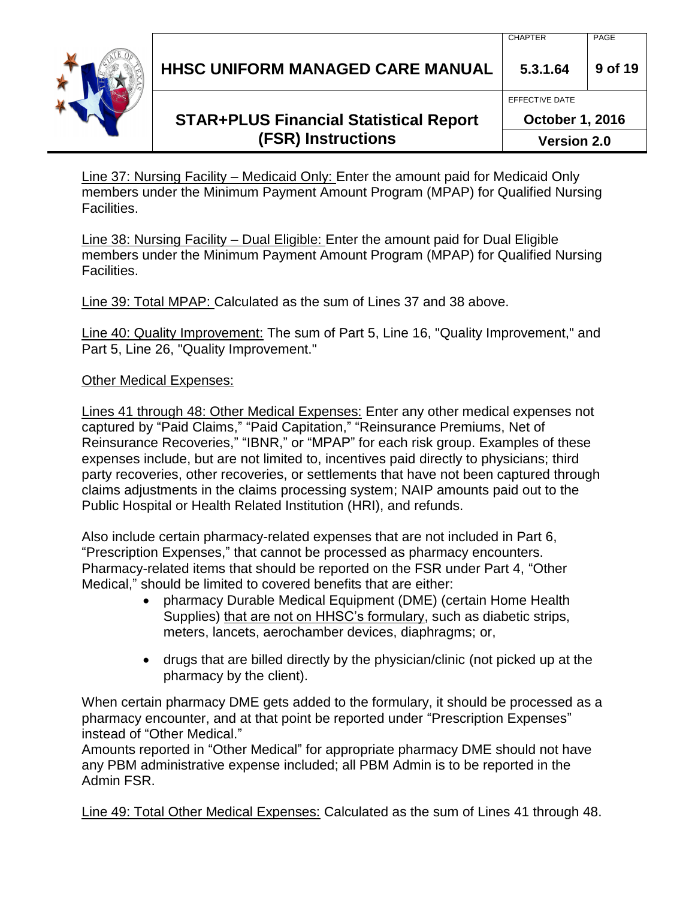<u>Line 37: Nursing Facility – Medicaid Only:</u> Enter the amount paid for Medicaid Only members under the Minimum Payment Amount Program (MPAP) for Qualified Nursing Facilities.

<u>Line 38: Nursing Facility – Dual Eligible:</u> Enter the amount paid for Dual Eligible members under the Minimum Payment Amount Program (MPAP) for Qualified Nursing Facilities.

<u>Line 39: Total MPAP:</u> Calculated as the sum of Lines 37 and 38 above.

<u>Line 40: Quality Improvement:</u> The sum of Part 5, Line 16, "Quality Improvement," and Part 5, Line 26, "Quality Improvement."

<u>Other Medical Expenses:</u>

<u>Lines 41 through 48: Other Medical Expenses:</u> Enter any other medical expenses not captured by "Paid Claims," "Paid Capitation," "Reinsurance Premiums, Net of Reinsurance Recoveries," "IBNR," or "MPAP" for each risk group. Examples of these expenses include, but are not limited to, incentives paid directly to physicians; third party recoveries, other recoveries, or settlements that have not been captured through claims adjustments in the claims processing system; NAIP amounts paid out to the Public Hospital or Health Related Institution (HRI), and refunds.

Also include certain pharmacy-related expenses that are not included in Part 6, "Prescription Expenses," that cannot be processed as pharmacy encounters. Pharmacy-related items that should be reported on the FSR under Part 4, "Other Medical," should be limited to covered benefits that are either:

- pharmacy Durable Medical Equipment (DME) (certain Home Health Supplies) <u>that are not on HHSC's formulary</u>, such as diabetic strips, meters, lancets, aerochamber devices, diaphragms; or,
- drugs that are billed directly by the physician/clinic (not picked up at the pharmacy by the client).

When certain pharmacy DME gets added to the formulary, it should be processed as a pharmacy encounter, and at that point be reported under "Prescription Expenses" instead of "Other Medical."

Amounts reported in "Other Medical" for appropriate pharmacy DME should not have any PBM administrative expense included; all PBM Admin is to be reported in the Admin FSR.

<u>Line 49: Total Other Medical Expenses:</u> Calculated as the sum of Lines 41 through 48.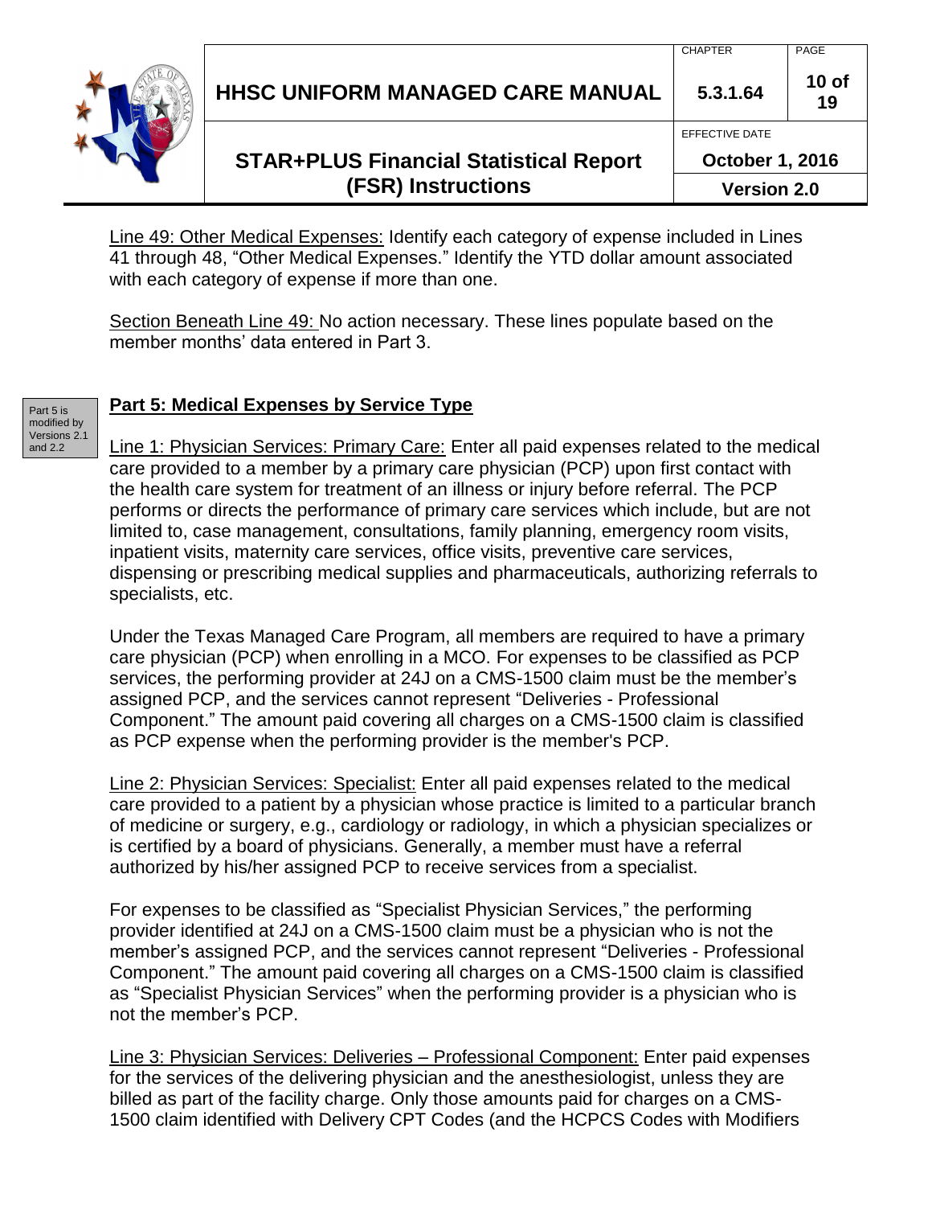Line 49: Other Medical Expenses: Identify each category of expense included in Lines 41 through 48, "Other Medical Expenses." Identify the YTD dollar amount associated with each category of expense if more than one.

Section Beneath Line 49: No action necessary. These lines populate based on the member months' data entered in Part 3.

Part 5 is modified by Versions 2.1 and 2.2

## Part 5: Medical Expenses by Service Type

Line 1: Physician Services: Primary Care: Enter all paid expenses related to the medical care provided to a member by a primary care physician (PCP) upon first contact with the health care system for treatment of an illness or injury before referral. The PCP performs or directs the performance of primary care services which include, but are not limited to, case management, consultations, family planning, emergency room visits, inpatient visits, maternity care services, office visits, preventive care services, dispensing or prescribing medical supplies and pharmaceuticals, authorizing referrals to specialists, etc.

Under the Texas Managed Care Program, all members are required to have a primary care physician (PCP) when enrolling in a MCO. For expenses to be classified as PCP services, the performing provider at 24J on a CMS-1500 claim must be the member's assigned PCP, and the services cannot represent "Deliveries - Professional Component." The amount paid covering all charges on a CMS-1500 claim is classified as PCP expense when the performing provider is the member's PCP.

Line 2: Physician Services: Specialist: Enter all paid expenses related to the medical care provided to a patient by a physician whose practice is limited to a particular branch of medicine or surgery, e.g., cardiology or radiology, in which a physician specializes or is certified by a board of physicians. Generally, a member must have a referral authorized by his/her assigned PCP to receive services from a specialist.

For expenses to be classified as "Specialist Physician Services," the performing provider identified at 24J on a CMS-1500 claim must be a physician who is not the member's assigned PCP, and the services cannot represent "Deliveries - Professional Component." The amount paid covering all charges on a CMS-1500 claim is classified as "Specialist Physician Services" when the performing provider is a physician who is not the member's PCP.

Line 3: Physician Services: Deliveries – Professional Component: Enter paid expenses for the services of the delivering physician and the anesthesiologist, unless they are billed as part of the facility charge. Only those amounts paid for charges on a CMS-1500 claim identified with Delivery CPT Codes (and the HCPCS Codes with Modifiers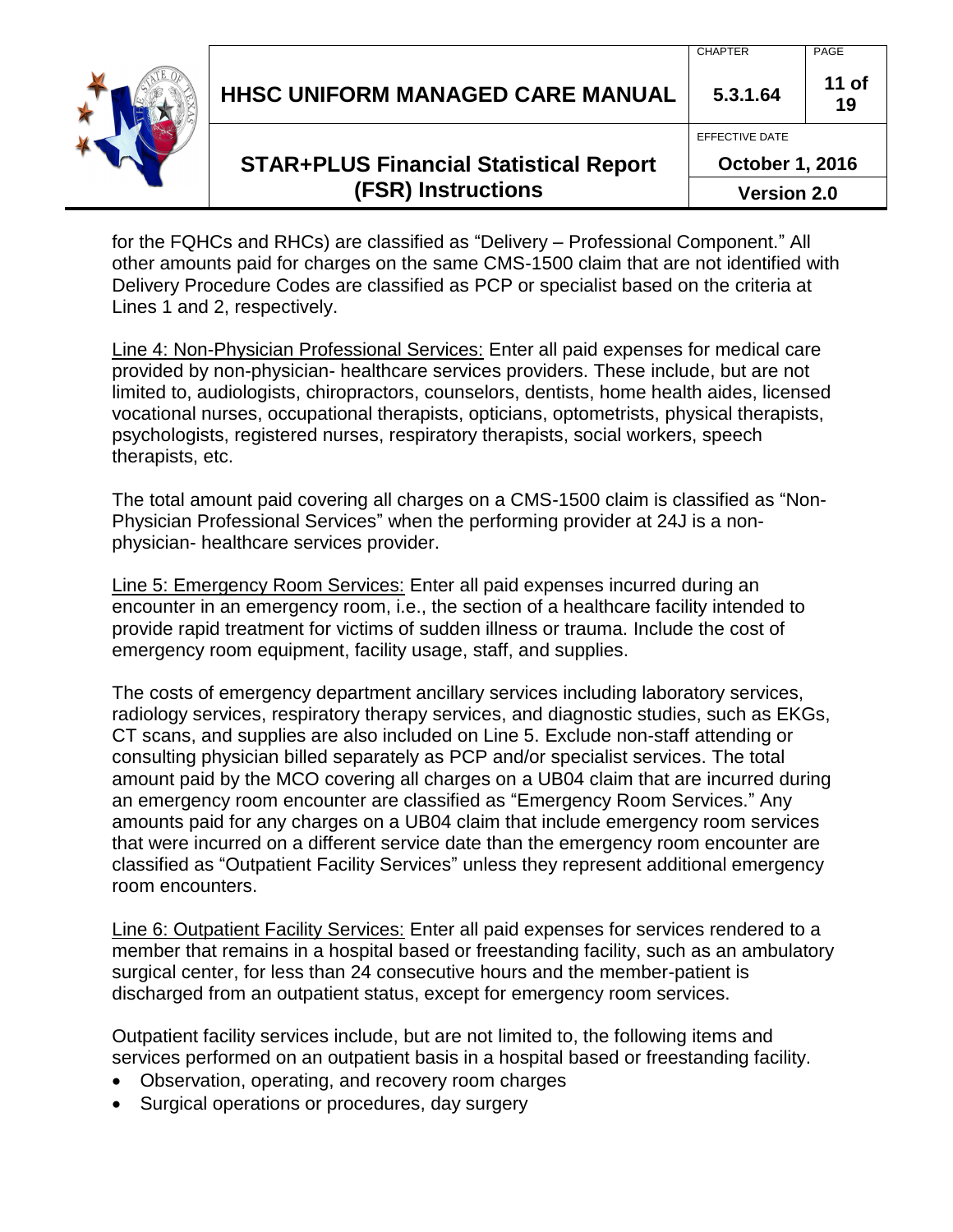for the FQHCs and RHCs) are classified as "Delivery – Professional Component." All other amounts paid for charges on the same CMS-1500 claim that are not identified with Delivery Procedure Codes are classified as PCP or specialist based on the criteria at Lines 1 and 2, respectively.

Line 4: Non-Physician Professional Services: Enter all paid expenses for medical care provided by non-physician- healthcare services providers. These include, but are not limited to, audiologists, chiropractors, counselors, dentists, home health aides, licensed vocational nurses, occupational therapists, opticians, optometrists, physical therapists, psychologists, registered nurses, respiratory therapists, social workers, speech therapists, etc.

The total amount paid covering all charges on a CMS-1500 claim is classified as "Non-Physician Professional Services" when the performing provider at 24J is a non-physician- healthcare services provider.

Line 5: Emergency Room Services: Enter all paid expenses incurred during an encounter in an emergency room, i.e., the section of a healthcare facility intended to provide rapid treatment for victims of sudden illness or trauma. Include the cost of emergency room equipment, facility usage, staff, and supplies.

The costs of emergency department ancillary services including laboratory services, radiology services, respiratory therapy services, and diagnostic studies, such as EKGs, CT scans, and supplies are also included on Line 5. Exclude non-staff attending or consulting physician billed separately as PCP and/or specialist services. The total amount paid by the MCO covering all charges on a UB04 claim that are incurred during an emergency room encounter are classified as "Emergency Room Services." Any amounts paid for any charges on a UB04 claim that include emergency room services that were incurred on a different service date than the emergency room encounter are classified as "Outpatient Facility Services" unless they represent additional emergency room encounters.

Line 6: Outpatient Facility Services: Enter all paid expenses for services rendered to a member that remains in a hospital based or freestanding facility, such as an ambulatory surgical center, for less than 24 consecutive hours and the member-patient is discharged from an outpatient status, except for emergency room services.

Outpatient facility services include, but are not limited to, the following items and services performed on an outpatient basis in a hospital based or freestanding facility.

- Observation, operating, and recovery room charges
- Surgical operations or procedures, day surgery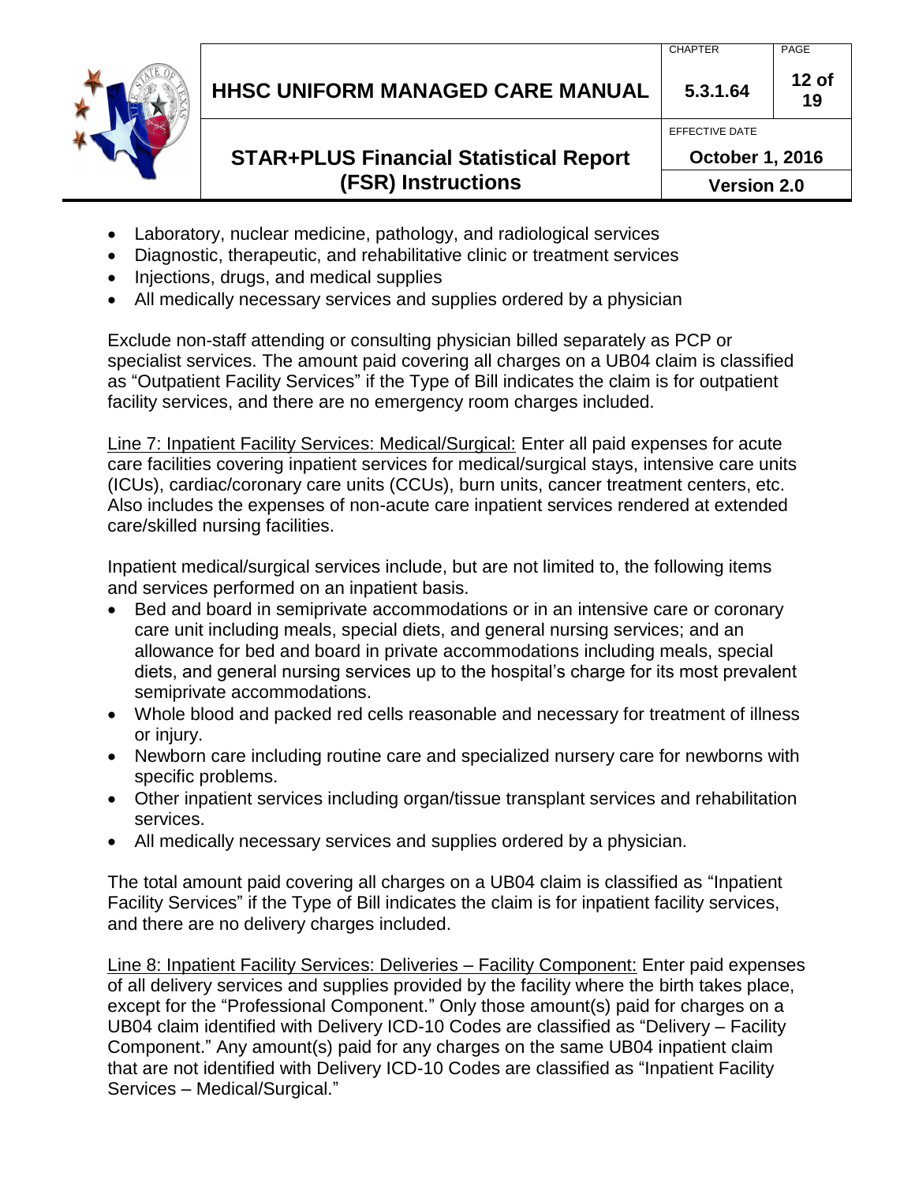- Laboratory, nuclear medicine, pathology, and radiological services
- Diagnostic, therapeutic, and rehabilitative clinic or treatment services
- Injections, drugs, and medical supplies
- All medically necessary services and supplies ordered by a physician

Exclude non-staff attending or consulting physician billed separately as PCP or specialist services. The amount paid covering all charges on a UB04 claim is classified as "Outpatient Facility Services" if the Type of Bill indicates the claim is for outpatient facility services, and there are no emergency room charges included.

<u>Line 7: Inpatient Facility Services: Medical/Surgical:</u> Enter all paid expenses for acute care facilities covering inpatient services for medical/surgical stays, intensive care units (ICUs), cardiac/coronary care units (CCUs), burn units, cancer treatment centers, etc. Also includes the expenses of non-acute care inpatient services rendered at extended care/skilled nursing facilities.

Inpatient medical/surgical services include, but are not limited to, the following items and services performed on an inpatient basis.

- Bed and board in semiprivate accommodations or in an intensive care or coronary care unit including meals, special diets, and general nursing services; and an allowance for bed and board in private accommodations including meals, special diets, and general nursing services up to the hospital's charge for its most prevalent semiprivate accommodations.
- Whole blood and packed red cells reasonable and necessary for treatment of illness or injury.
- Newborn care including routine care and specialized nursery care for newborns with specific problems.
- Other inpatient services including organ/tissue transplant services and rehabilitation services.
- All medically necessary services and supplies ordered by a physician.

The total amount paid covering all charges on a UB04 claim is classified as "Inpatient Facility Services" if the Type of Bill indicates the claim is for inpatient facility services, and there are no delivery charges included.

<u>Line 8: Inpatient Facility Services: Deliveries – Facility Component:</u> Enter paid expenses of all delivery services and supplies provided by the facility where the birth takes place, except for the "Professional Component." Only those amount(s) paid for charges on a UB04 claim identified with Delivery ICD-10 Codes are classified as "Delivery – Facility Component." Any amount(s) paid for any charges on the same UB04 inpatient claim that are not identified with Delivery ICD-10 Codes are classified as "Inpatient Facility Services – Medical/Surgical."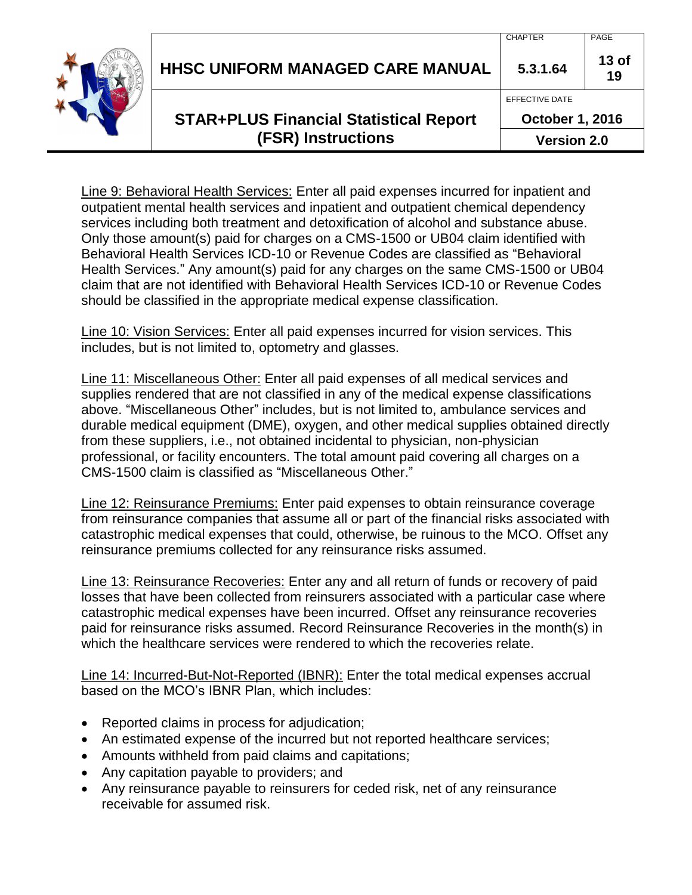Line 9: Behavioral Health Services: Enter all paid expenses incurred for inpatient and outpatient mental health services and inpatient and outpatient chemical dependency services including both treatment and detoxification of alcohol and substance abuse. Only those amount(s) paid for charges on a CMS-1500 or UB04 claim identified with Behavioral Health Services ICD-10 or Revenue Codes are classified as “Behavioral Health Services.” Any amount(s) paid for any charges on the same CMS-1500 or UB04 claim that are not identified with Behavioral Health Services ICD-10 or Revenue Codes should be classified in the appropriate medical expense classification.

Line 10: Vision Services: Enter all paid expenses incurred for vision services. This includes, but is not limited to, optometry and glasses.

Line 11: Miscellaneous Other: Enter all paid expenses of all medical services and supplies rendered that are not classified in any of the medical expense classifications above. “Miscellaneous Other” includes, but is not limited to, ambulance services and durable medical equipment (DME), oxygen, and other medical supplies obtained directly from these suppliers, i.e., not obtained incidental to physician, non-physician professional, or facility encounters. The total amount paid covering all charges on a CMS-1500 claim is classified as “Miscellaneous Other.”

Line 12: Reinsurance Premiums: Enter paid expenses to obtain reinsurance coverage from reinsurance companies that assume all or part of the financial risks associated with catastrophic medical expenses that could, otherwise, be ruinous to the MCO. Offset any reinsurance premiums collected for any reinsurance risks assumed.

Line 13: Reinsurance Recoveries: Enter any and all return of funds or recovery of paid losses that have been collected from reinsurers associated with a particular case where catastrophic medical expenses have been incurred. Offset any reinsurance recoveries paid for reinsurance risks assumed. Record Reinsurance Recoveries in the month(s) in which the healthcare services were rendered to which the recoveries relate.

Line 14: Incurred-But-Not-Reported (IBNR): Enter the total medical expenses accrual based on the MCO’s IBNR Plan, which includes:

- Reported claims in process for adjudication;
- An estimated expense of the incurred but not reported healthcare services;
- Amounts withheld from paid claims and capitations;
- Any capitation payable to providers; and
- Any reinsurance payable to reinsurers for ceded risk, net of any reinsurance receivable for assumed risk.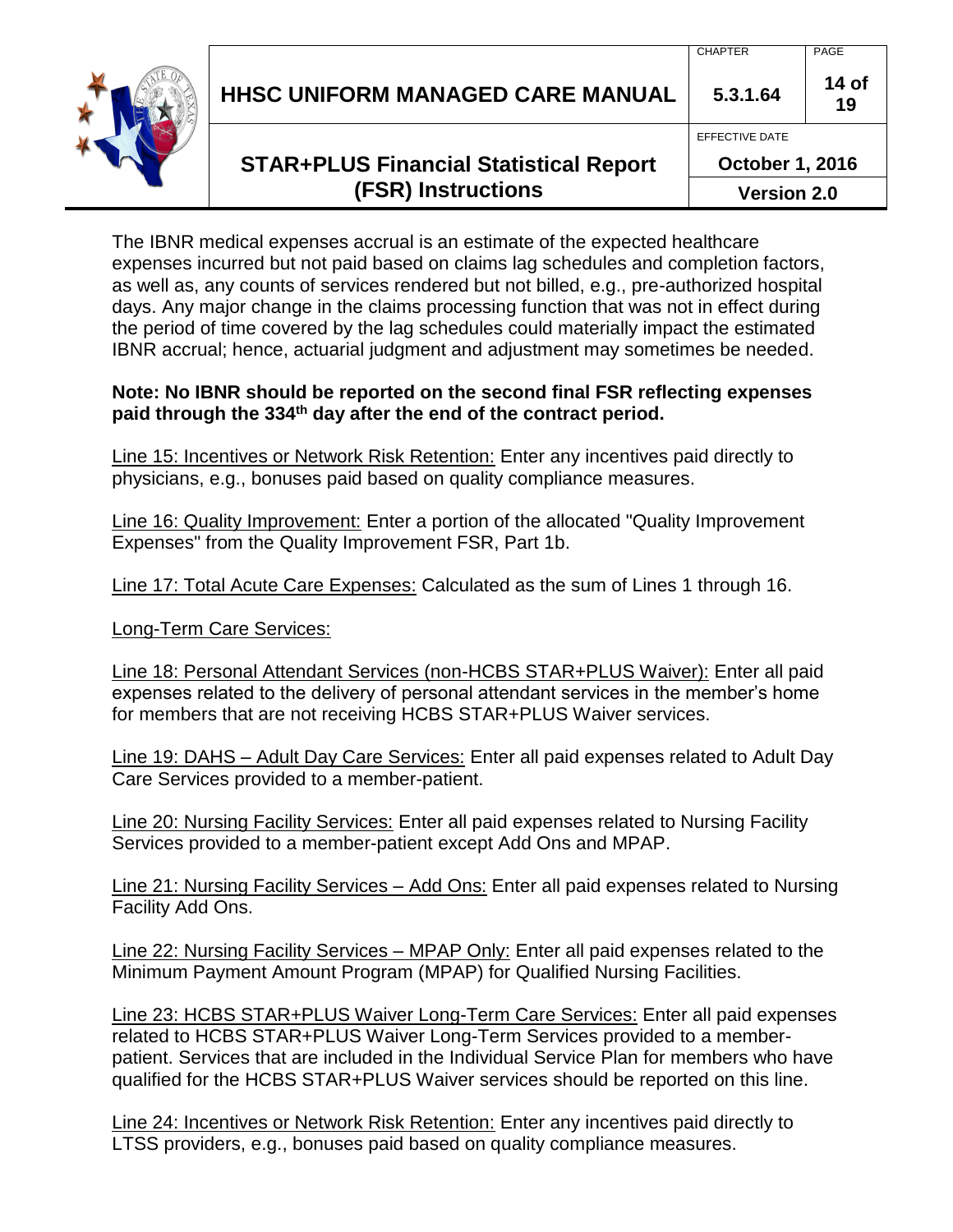The IBNR medical expenses accrual is an estimate of the expected healthcare expenses incurred but not paid based on claims lag schedules and completion factors, as well as, any counts of services rendered but not billed, e.g., pre-authorized hospital days. Any major change in the claims processing function that was not in effect during the period of time covered by the lag schedules could materially impact the estimated IBNR accrual; hence, actuarial judgment and adjustment may sometimes be needed.

**Note: No IBNR should be reported on the second final FSR reflecting expenses paid through the 334th day after the end of the contract period.**

Line 15: Incentives or Network Risk Retention: Enter any incentives paid directly to physicians, e.g., bonuses paid based on quality compliance measures.

Line 16: Quality Improvement: Enter a portion of the allocated "Quality Improvement Expenses" from the Quality Improvement FSR, Part 1b.

Line 17: Total Acute Care Expenses: Calculated as the sum of Lines 1 through 16.

Long-Term Care Services:

Line 18: Personal Attendant Services (non-HCBS STAR+PLUS Waiver): Enter all paid expenses related to the delivery of personal attendant services in the member's home for members that are not receiving HCBS STAR+PLUS Waiver services.

Line 19: DAHS – Adult Day Care Services: Enter all paid expenses related to Adult Day Care Services provided to a member-patient.

Line 20: Nursing Facility Services: Enter all paid expenses related to Nursing Facility Services provided to a member-patient except Add Ons and MPAP.

Line 21: Nursing Facility Services – Add Ons: Enter all paid expenses related to Nursing Facility Add Ons.

Line 22: Nursing Facility Services – MPAP Only: Enter all paid expenses related to the Minimum Payment Amount Program (MPAP) for Qualified Nursing Facilities.

Line 23: HCBS STAR+PLUS Waiver Long-Term Care Services: Enter all paid expenses related to HCBS STAR+PLUS Waiver Long-Term Services provided to a member-patient. Services that are included in the Individual Service Plan for members who have qualified for the HCBS STAR+PLUS Waiver services should be reported on this line.

Line 24: Incentives or Network Risk Retention: Enter any incentives paid directly to LTSS providers, e.g., bonuses paid based on quality compliance measures.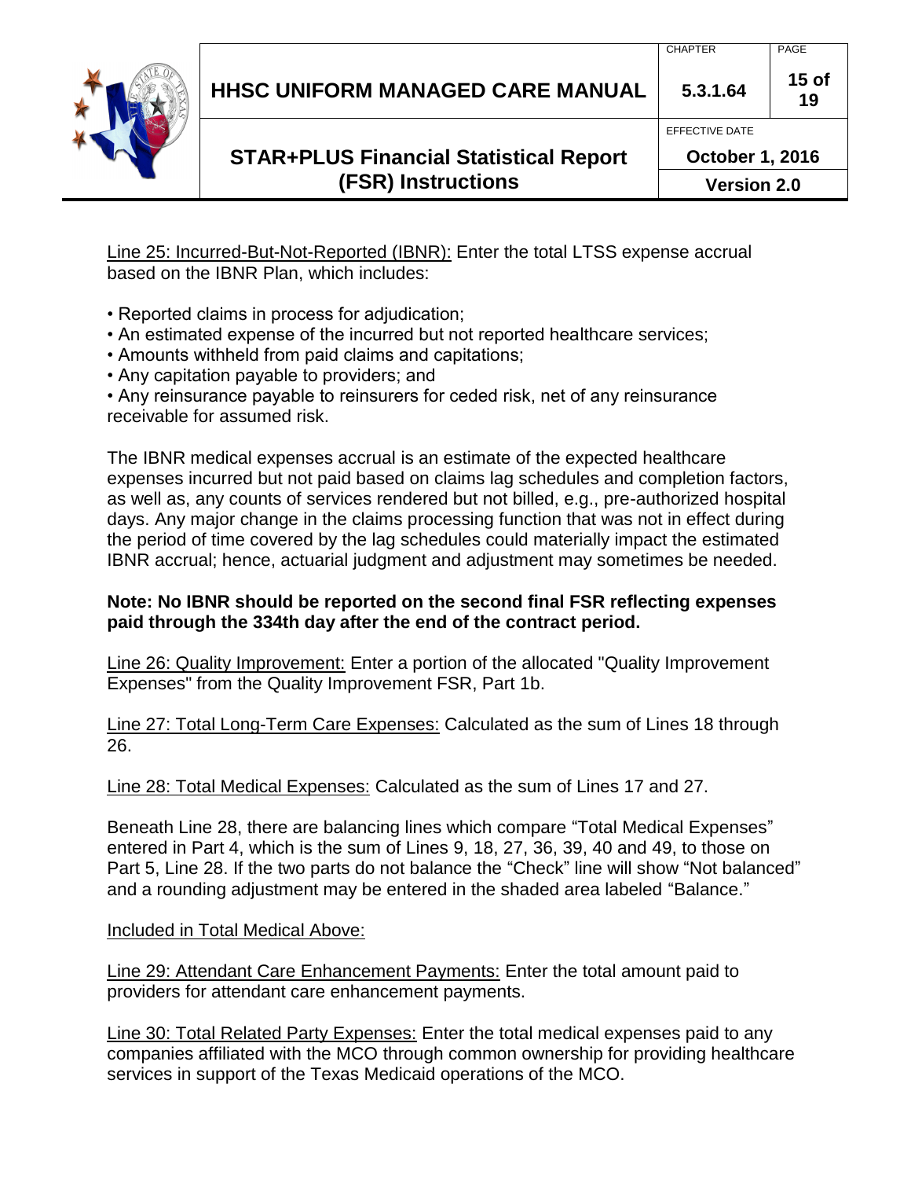<u>Line 25: Incurred-But-Not-Reported (IBNR):</u> Enter the total LTSS expense accrual based on the IBNR Plan, which includes:

- Reported claims in process for adjudication;
- An estimated expense of the incurred but not reported healthcare services;
- Amounts withheld from paid claims and capitations;
- Any capitation payable to providers; and
- Any reinsurance payable to reinsurers for ceded risk, net of any reinsurance receivable for assumed risk.

The IBNR medical expenses accrual is an estimate of the expected healthcare expenses incurred but not paid based on claims lag schedules and completion factors, as well as, any counts of services rendered but not billed, e.g., pre-authorized hospital days. Any major change in the claims processing function that was not in effect during the period of time covered by the lag schedules could materially impact the estimated IBNR accrual; hence, actuarial judgment and adjustment may sometimes be needed.

**Note: No IBNR should be reported on the second final FSR reflecting expenses paid through the 334th day after the end of the contract period.**

<u>Line 26: Quality Improvement:</u> Enter a portion of the allocated "Quality Improvement Expenses" from the Quality Improvement FSR, Part 1b.

<u>Line 27: Total Long-Term Care Expenses:</u> Calculated as the sum of Lines 18 through 26.

<u>Line 28: Total Medical Expenses:</u> Calculated as the sum of Lines 17 and 27.

Beneath Line 28, there are balancing lines which compare “Total Medical Expenses” entered in Part 4, which is the sum of Lines 9, 18, 27, 36, 39, 40 and 49, to those on Part 5, Line 28. If the two parts do not balance the “Check” line will show “Not balanced” and a rounding adjustment may be entered in the shaded area labeled “Balance.”

<u>Included in Total Medical Above:</u>

<u>Line 29: Attendant Care Enhancement Payments:</u> Enter the total amount paid to providers for attendant care enhancement payments.

<u>Line 30: Total Related Party Expenses:</u> Enter the total medical expenses paid to any companies affiliated with the MCO through common ownership for providing healthcare services in support of the Texas Medicaid operations of the MCO.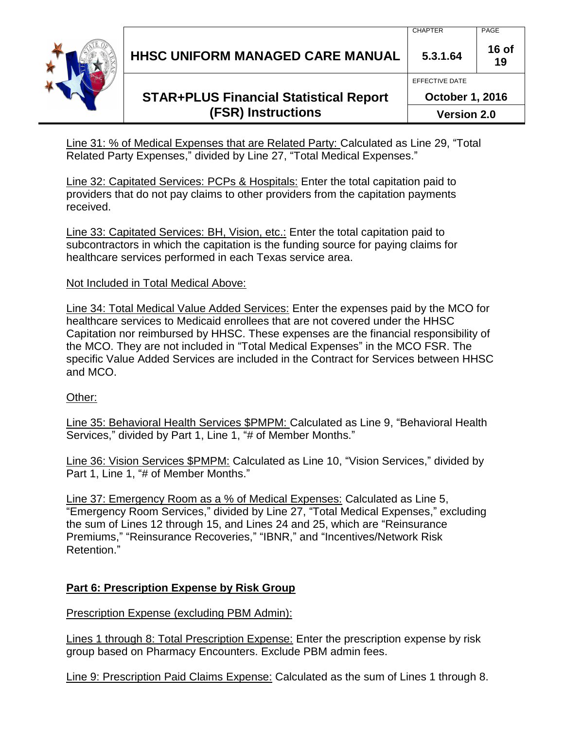<u>Line 31: % of Medical Expenses that are Related Party:</u> Calculated as Line 29, "Total Related Party Expenses," divided by Line 27, "Total Medical Expenses."

<u>Line 32: Capitated Services: PCPs & Hospitals:</u> Enter the total capitation paid to providers that do not pay claims to other providers from the capitation payments received.

<u>Line 33: Capitated Services: BH, Vision, etc.:</u> Enter the total capitation paid to subcontractors in which the capitation is the funding source for paying claims for healthcare services performed in each Texas service area.

<u>Not Included in Total Medical Above:</u>

<u>Line 34: Total Medical Value Added Services:</u> Enter the expenses paid by the MCO for healthcare services to Medicaid enrollees that are not covered under the HHSC Capitation nor reimbursed by HHSC. These expenses are the financial responsibility of the MCO. They are not included in "Total Medical Expenses" in the MCO FSR. The specific Value Added Services are included in the Contract for Services between HHSC and MCO.

<u>Other:</u>

<u>Line 35: Behavioral Health Services $PMPM:</u> Calculated as Line 9, "Behavioral Health Services," divided by Part 1, Line 1, "# of Member Months."

<u>Line 36: Vision Services $PMPM:</u> Calculated as Line 10, "Vision Services," divided by Part 1, Line 1, "# of Member Months."

<u>Line 37: Emergency Room as a % of Medical Expenses:</u> Calculated as Line 5, "Emergency Room Services," divided by Line 27, "Total Medical Expenses," excluding the sum of Lines 12 through 15, and Lines 24 and 25, which are "Reinsurance Premiums," "Reinsurance Recoveries," "IBNR," and "Incentives/Network Risk Retention."

## Part 6: Prescription Expense by Risk Group

<u>Prescription Expense (excluding PBM Admin):</u>

<u>Lines 1 through 8: Total Prescription Expense:</u> Enter the prescription expense by risk group based on Pharmacy Encounters. Exclude PBM admin fees.

<u>Line 9: Prescription Paid Claims Expense:</u> Calculated as the sum of Lines 1 through 8.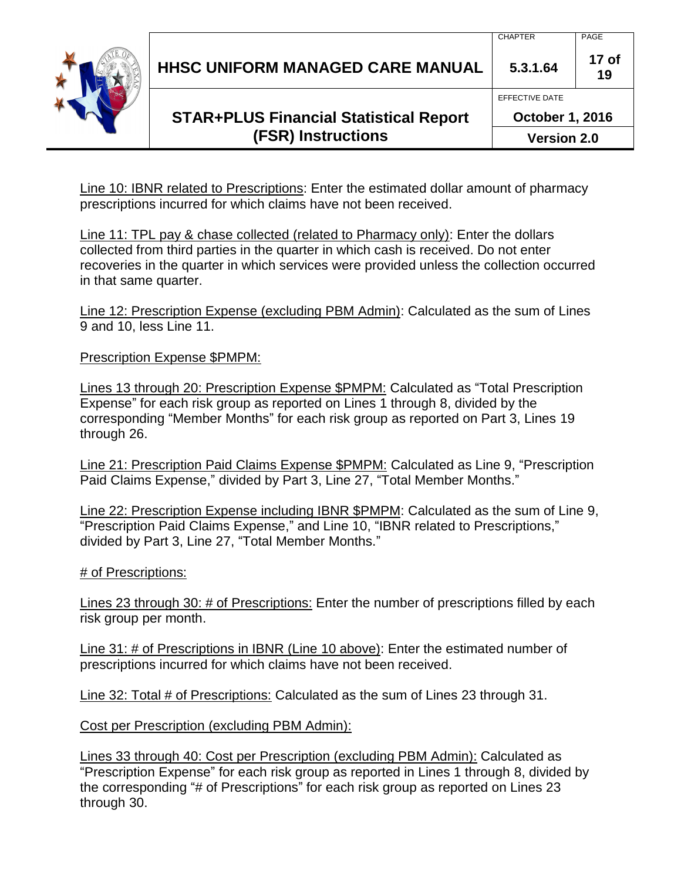Line 10: IBNR related to Prescriptions: Enter the estimated dollar amount of pharmacy prescriptions incurred for which claims have not been received.

Line 11: TPL pay & chase collected (related to Pharmacy only): Enter the dollars collected from third parties in the quarter in which cash is received. Do not enter recoveries in the quarter in which services were provided unless the collection occurred in that same quarter.

Line 12: Prescription Expense (excluding PBM Admin): Calculated as the sum of Lines 9 and 10, less Line 11.

Prescription Expense $PMPM:

Lines 13 through 20: Prescription Expense $PMPM: Calculated as "Total Prescription Expense" for each risk group as reported on Lines 1 through 8, divided by the corresponding "Member Months" for each risk group as reported on Part 3, Lines 19 through 26.

Line 21: Prescription Paid Claims Expense $PMPM: Calculated as Line 9, "Prescription Paid Claims Expense," divided by Part 3, Line 27, "Total Member Months."

Line 22: Prescription Expense including IBNR $PMPM: Calculated as the sum of Line 9, "Prescription Paid Claims Expense," and Line 10, "IBNR related to Prescriptions," divided by Part 3, Line 27, "Total Member Months."

# of Prescriptions:

Lines 23 through 30: # of Prescriptions: Enter the number of prescriptions filled by each risk group per month.

Line 31: # of Prescriptions in IBNR (Line 10 above): Enter the estimated number of prescriptions incurred for which claims have not been received.

Line 32: Total # of Prescriptions: Calculated as the sum of Lines 23 through 31.

Cost per Prescription (excluding PBM Admin):

Lines 33 through 40: Cost per Prescription (excluding PBM Admin): Calculated as "Prescription Expense" for each risk group as reported in Lines 1 through 8, divided by the corresponding "# of Prescriptions" for each risk group as reported on Lines 23 through 30.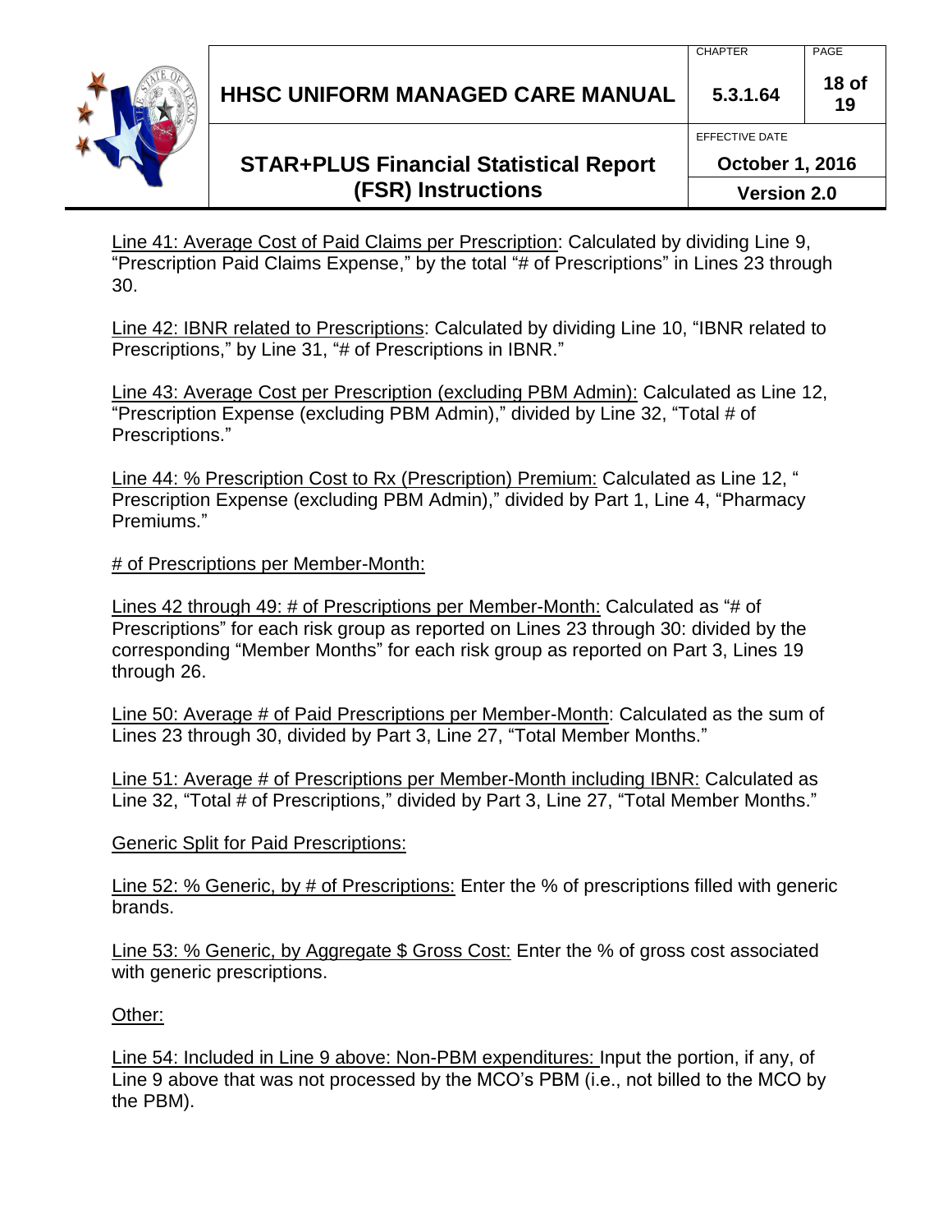Line 41: Average Cost of Paid Claims per Prescription: Calculated by dividing Line 9, "Prescription Paid Claims Expense," by the total "# of Prescriptions" in Lines 23 through 30.

Line 42: IBNR related to Prescriptions: Calculated by dividing Line 10, "IBNR related to Prescriptions," by Line 31, "# of Prescriptions in IBNR."

Line 43: Average Cost per Prescription (excluding PBM Admin): Calculated as Line 12, "Prescription Expense (excluding PBM Admin)," divided by Line 32, "Total # of Prescriptions."

Line 44: % Prescription Cost to Rx (Prescription) Premium: Calculated as Line 12, " Prescription Expense (excluding PBM Admin)," divided by Part 1, Line 4, "Pharmacy Premiums."

# of Prescriptions per Member-Month:

Lines 42 through 49: # of Prescriptions per Member-Month: Calculated as "# of Prescriptions" for each risk group as reported on Lines 23 through 30: divided by the corresponding "Member Months" for each risk group as reported on Part 3, Lines 19 through 26.

Line 50: Average # of Paid Prescriptions per Member-Month: Calculated as the sum of Lines 23 through 30, divided by Part 3, Line 27, "Total Member Months."

Line 51: Average # of Prescriptions per Member-Month including IBNR: Calculated as Line 32, "Total # of Prescriptions," divided by Part 3, Line 27, "Total Member Months."

Generic Split for Paid Prescriptions:

Line 52: % Generic, by # of Prescriptions: Enter the % of prescriptions filled with generic brands.

Line 53: % Generic, by Aggregate $ Gross Cost: Enter the % of gross cost associated with generic prescriptions.

Other:

Line 54: Included in Line 9 above: Non-PBM expenditures: Input the portion, if any, of Line 9 above that was not processed by the MCO's PBM (i.e., not billed to the MCO by the PBM).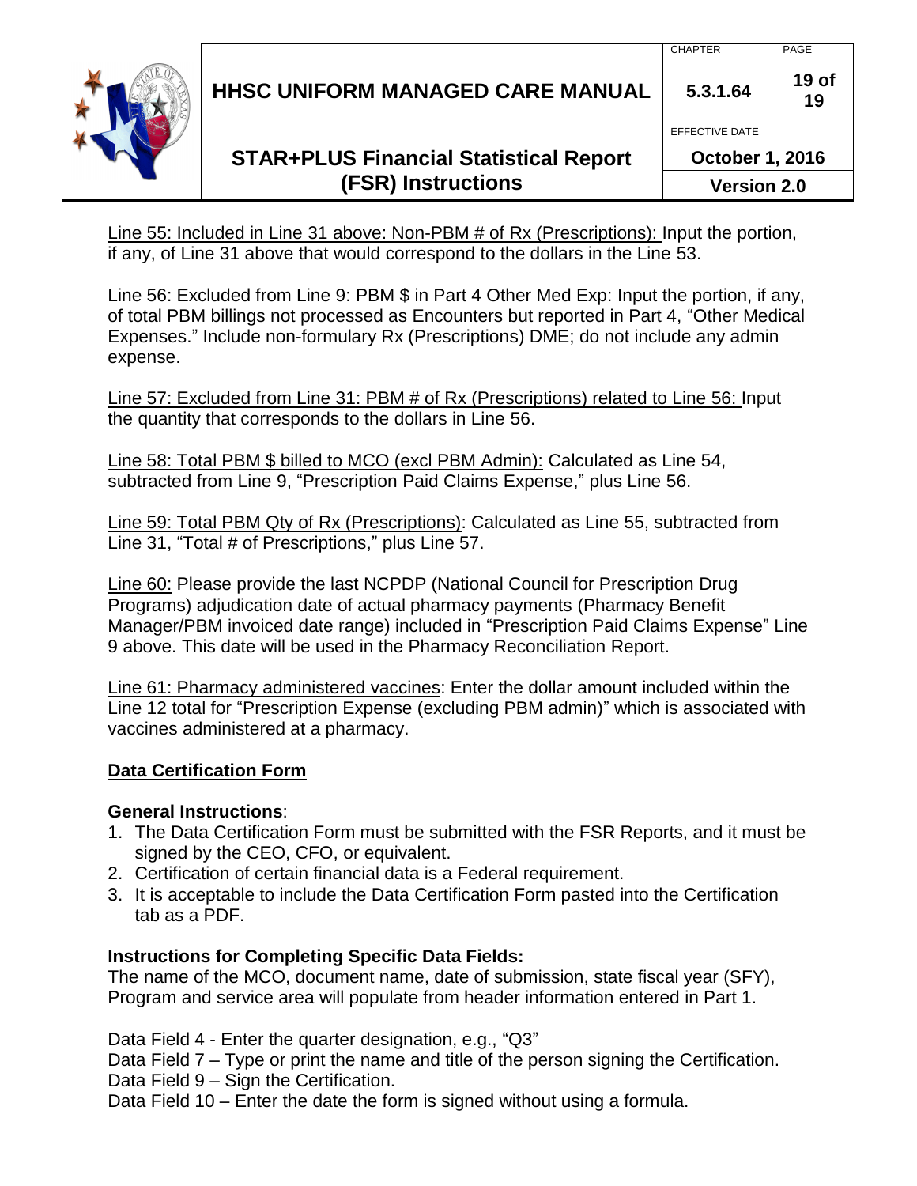Line 55: Included in Line 31 above: Non-PBM # of Rx (Prescriptions): Input the portion, if any, of Line 31 above that would correspond to the dollars in the Line 53.

Line 56: Excluded from Line 9: PBM $ in Part 4 Other Med Exp: Input the portion, if any, of total PBM billings not processed as Encounters but reported in Part 4, "Other Medical Expenses." Include non-formulary Rx (Prescriptions) DME; do not include any admin expense.

Line 57: Excluded from Line 31: PBM # of Rx (Prescriptions) related to Line 56: Input the quantity that corresponds to the dollars in Line 56.

Line 58: Total PBM $ billed to MCO (excl PBM Admin): Calculated as Line 54, subtracted from Line 9, "Prescription Paid Claims Expense," plus Line 56.

Line 59: Total PBM Qty of Rx (Prescriptions): Calculated as Line 55, subtracted from Line 31, "Total # of Prescriptions," plus Line 57.

Line 60: Please provide the last NCPDP (National Council for Prescription Drug Programs) adjudication date of actual pharmacy payments (Pharmacy Benefit Manager/PBM invoiced date range) included in "Prescription Paid Claims Expense" Line 9 above. This date will be used in the Pharmacy Reconciliation Report.

Line 61: Pharmacy administered vaccines: Enter the dollar amount included within the Line 12 total for "Prescription Expense (excluding PBM admin)" which is associated with vaccines administered at a pharmacy.

## Data Certification Form

**General Instructions**:

1. The Data Certification Form must be submitted with the FSR Reports, and it must be signed by the CEO, CFO, or equivalent.
2. Certification of certain financial data is a Federal requirement.
3. It is acceptable to include the Data Certification Form pasted into the Certification tab as a PDF.

**Instructions for Completing Specific Data Fields:**

The name of the MCO, document name, date of submission, state fiscal year (SFY), Program and service area will populate from header information entered in Part 1.

Data Field 4 - Enter the quarter designation, e.g., "Q3"
Data Field 7 – Type or print the name and title of the person signing the Certification.
Data Field 9 – Sign the Certification.
Data Field 10 – Enter the date the form is signed without using a formula.